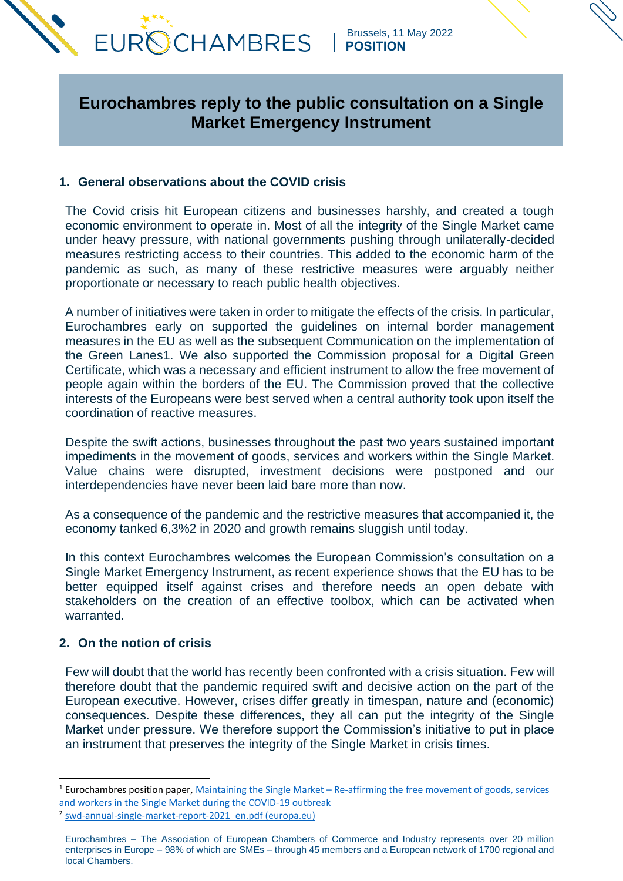EUROCHAMBRES

Brussels, 11 May 2022
**POSITION**

# Eurochambres reply to the public consultation on a Single Market Emergency Instrument

## 1. General observations about the COVID crisis

The Covid crisis hit European citizens and businesses harshly, and created a tough economic environment to operate in. Most of all the integrity of the Single Market came under heavy pressure, with national governments pushing through unilaterally-decided measures restricting access to their countries. This added to the economic harm of the pandemic as such, as many of these restrictive measures were arguably neither proportionate or necessary to reach public health objectives.

A number of initiatives were taken in order to mitigate the effects of the crisis. In particular, Eurochambres early on supported the guidelines on internal border management measures in the EU as well as the subsequent Communication on the implementation of the Green Lanes[1]. We also supported the Commission proposal for a Digital Green Certificate, which was a necessary and efficient instrument to allow the free movement of people again within the borders of the EU. The Commission proved that the collective interests of the Europeans were best served when a central authority took upon itself the coordination of reactive measures.

Despite the swift actions, businesses throughout the past two years sustained important impediments in the movement of goods, services and workers within the Single Market. Value chains were disrupted, investment decisions were postponed and our interdependencies have never been laid bare more than now.

As a consequence of the pandemic and the restrictive measures that accompanied it, the economy tanked 6,3%[2] in 2020 and growth remains sluggish until today.

In this context Eurochambres welcomes the European Commission's consultation on a Single Market Emergency Instrument, as recent experience shows that the EU has to be better equipped itself against crises and therefore needs an open debate with stakeholders on the creation of an effective toolbox, which can be activated when warranted.

## 2. On the notion of crisis

Few will doubt that the world has recently been confronted with a crisis situation. Few will therefore doubt that the pandemic required swift and decisive action on the part of the European executive. However, crises differ greatly in timespan, nature and (economic) consequences. Despite these differences, they all can put the integrity of the Single Market under pressure. We therefore support the Commission's initiative to put in place an instrument that preserves the integrity of the Single Market in crisis times.

---

[1] Eurochambres position paper, Maintaining the Single Market – Re-affirming the free movement of goods, services and workers in the Single Market during the COVID-19 outbreak

[2] swd-annual-single-market-report-2021_en.pdf (europa.eu)

Eurochambres – The Association of European Chambers of Commerce and Industry represents over 20 million enterprises in Europe – 98% of which are SMEs – through 45 members and a European network of 1700 regional and local Chambers.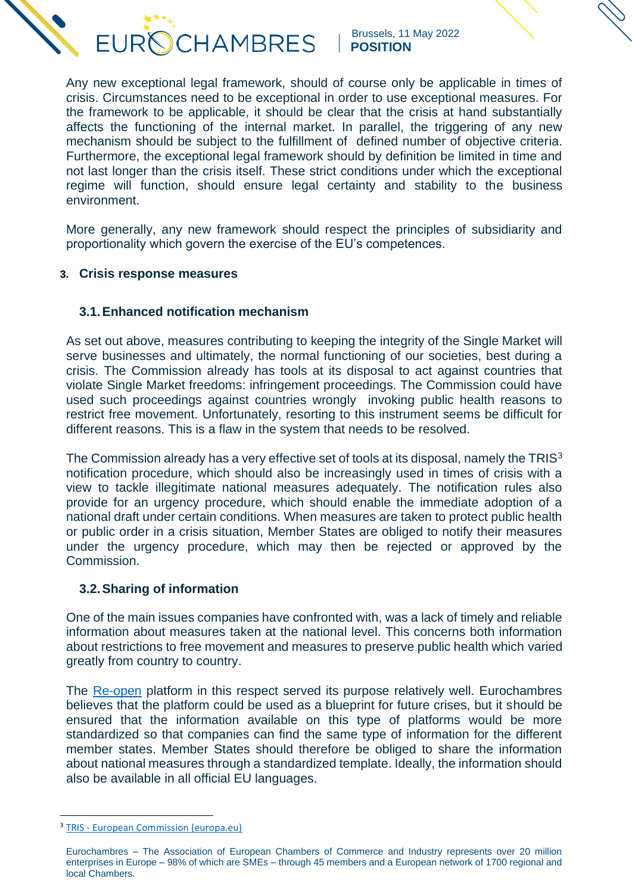Any new exceptional legal framework, should of course only be applicable in times of crisis. Circumstances need to be exceptional in order to use exceptional measures. For the framework to be applicable, it should be clear that the crisis at hand substantially affects the functioning of the internal market. In parallel, the triggering of any new mechanism should be subject to the fulfillment of defined number of objective criteria. Furthermore, the exceptional legal framework should by definition be limited in time and not last longer than the crisis itself. These strict conditions under which the exceptional regime will function, should ensure legal certainty and stability to the business environment.

More generally, any new framework should respect the principles of subsidiarity and proportionality which govern the exercise of the EU's competences.

## 3. Crisis response measures

### 3.1. Enhanced notification mechanism

As set out above, measures contributing to keeping the integrity of the Single Market will serve businesses and ultimately, the normal functioning of our societies, best during a crisis. The Commission already has tools at its disposal to act against countries that violate Single Market freedoms: infringement proceedings. The Commission could have used such proceedings against countries wrongly invoking public health reasons to restrict free movement. Unfortunately, resorting to this instrument seems be difficult for different reasons. This is a flaw in the system that needs to be resolved.

The Commission already has a very effective set of tools at its disposal, namely the TRIS[3] notification procedure, which should also be increasingly used in times of crisis with a view to tackle illegitimate national measures adequately. The notification rules also provide for an urgency procedure, which should enable the immediate adoption of a national draft under certain conditions. When measures are taken to protect public health or public order in a crisis situation, Member States are obliged to notify their measures under the urgency procedure, which may then be rejected or approved by the Commission.

### 3.2. Sharing of information

One of the main issues companies have confronted with, was a lack of timely and reliable information about measures taken at the national level. This concerns both information about restrictions to free movement and measures to preserve public health which varied greatly from country to country.

The Re-open platform in this respect served its purpose relatively well. Eurochambres believes that the platform could be used as a blueprint for future crises, but it should be ensured that the information available on this type of platforms would be more standardized so that companies can find the same type of information for the different member states. Member States should therefore be obliged to share the information about national measures through a standardized template. Ideally, the information should also be available in all official EU languages.

---

[3] TRIS - European Commission (europa.eu)

Eurochambres – The Association of European Chambers of Commerce and Industry represents over 20 million enterprises in Europe – 98% of which are SMEs – through 45 members and a European network of 1700 regional and local Chambers.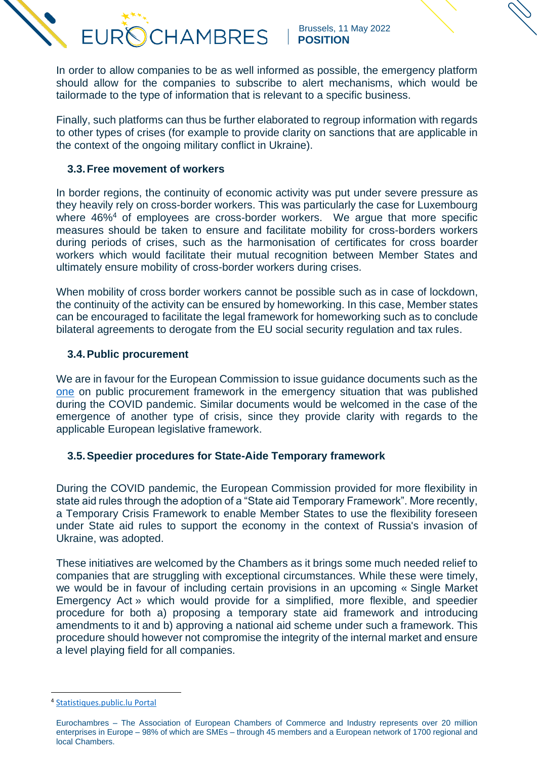In order to allow companies to be as well informed as possible, the emergency platform should allow for the companies to subscribe to alert mechanisms, which would be tailormade to the type of information that is relevant to a specific business.

Finally, such platforms can thus be further elaborated to regroup information with regards to other types of crises (for example to provide clarity on sanctions that are applicable in the context of the ongoing military conflict in Ukraine).

### 3.3. Free movement of workers

In border regions, the continuity of economic activity was put under severe pressure as they heavily rely on cross-border workers. This was particularly the case for Luxembourg where 46%[4] of employees are cross-border workers. We argue that more specific measures should be taken to ensure and facilitate mobility for cross-borders workers during periods of crises, such as the harmonisation of certificates for cross boarder workers which would facilitate their mutual recognition between Member States and ultimately ensure mobility of cross-border workers during crises.

When mobility of cross border workers cannot be possible such as in case of lockdown, the continuity of the activity can be ensured by homeworking. In this case, Member states can be encouraged to facilitate the legal framework for homeworking such as to conclude bilateral agreements to derogate from the EU social security regulation and tax rules.

### 3.4. Public procurement

We are in favour for the European Commission to issue guidance documents such as the one on public procurement framework in the emergency situation that was published during the COVID pandemic. Similar documents would be welcomed in the case of the emergence of another type of crisis, since they provide clarity with regards to the applicable European legislative framework.

### 3.5. Speedier procedures for State-Aide Temporary framework

During the COVID pandemic, the European Commission provided for more flexibility in state aid rules through the adoption of a "State aid Temporary Framework". More recently, a Temporary Crisis Framework to enable Member States to use the flexibility foreseen under State aid rules to support the economy in the context of Russia's invasion of Ukraine, was adopted.

These initiatives are welcomed by the Chambers as it brings some much needed relief to companies that are struggling with exceptional circumstances. While these were timely, we would be in favour of including certain provisions in an upcoming « Single Market Emergency Act » which would provide for a simplified, more flexible, and speedier procedure for both a) proposing a temporary state aid framework and introducing amendments to it and b) approving a national aid scheme under such a framework. This procedure should however not compromise the integrity of the internal market and ensure a level playing field for all companies.

[4] Statistiques.public.lu Portal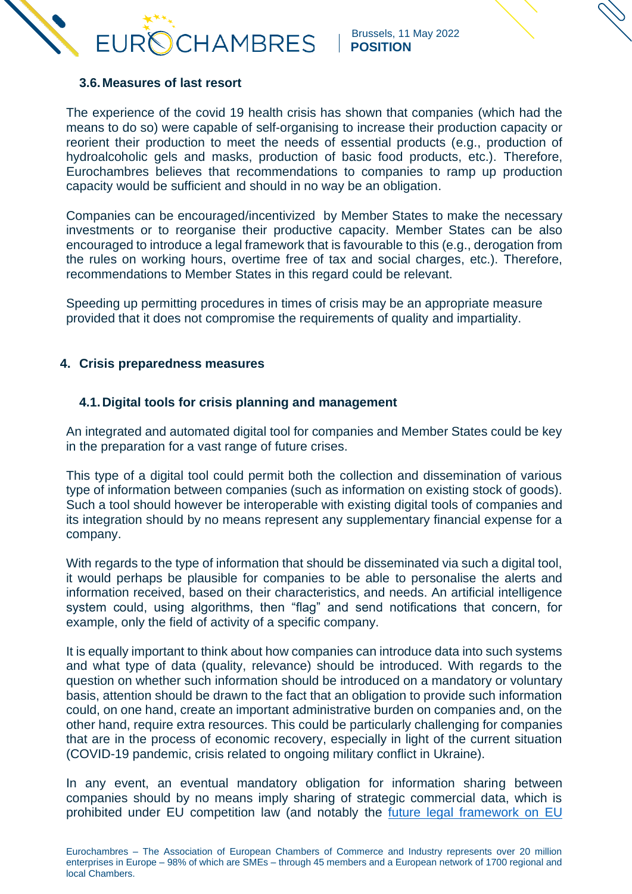### 3.6. Measures of last resort

The experience of the covid 19 health crisis has shown that companies (which had the means to do so) were capable of self-organising to increase their production capacity or reorient their production to meet the needs of essential products (e.g., production of hydroalcoholic gels and masks, production of basic food products, etc.). Therefore, Eurochambres believes that recommendations to companies to ramp up production capacity would be sufficient and should in no way be an obligation.

Companies can be encouraged/incentivized by Member States to make the necessary investments or to reorganise their productive capacity. Member States can be also encouraged to introduce a legal framework that is favourable to this (e.g., derogation from the rules on working hours, overtime free of tax and social charges, etc.). Therefore, recommendations to Member States in this regard could be relevant.

Speeding up permitting procedures in times of crisis may be an appropriate measure provided that it does not compromise the requirements of quality and impartiality.

## 4. Crisis preparedness measures

### 4.1. Digital tools for crisis planning and management

An integrated and automated digital tool for companies and Member States could be key in the preparation for a vast range of future crises.

This type of a digital tool could permit both the collection and dissemination of various type of information between companies (such as information on existing stock of goods). Such a tool should however be interoperable with existing digital tools of companies and its integration should by no means represent any supplementary financial expense for a company.

With regards to the type of information that should be disseminated via such a digital tool, it would perhaps be plausible for companies to be able to personalise the alerts and information received, based on their characteristics, and needs. An artificial intelligence system could, using algorithms, then "flag" and send notifications that concern, for example, only the field of activity of a specific company.

It is equally important to think about how companies can introduce data into such systems and what type of data (quality, relevance) should be introduced. With regards to the question on whether such information should be introduced on a mandatory or voluntary basis, attention should be drawn to the fact that an obligation to provide such information could, on one hand, create an important administrative burden on companies and, on the other hand, require extra resources. This could be particularly challenging for companies that are in the process of economic recovery, especially in light of the current situation (COVID-19 pandemic, crisis related to ongoing military conflict in Ukraine).

In any event, an eventual mandatory obligation for information sharing between companies should by no means imply sharing of strategic commercial data, which is prohibited under EU competition law (and notably the future legal framework on EU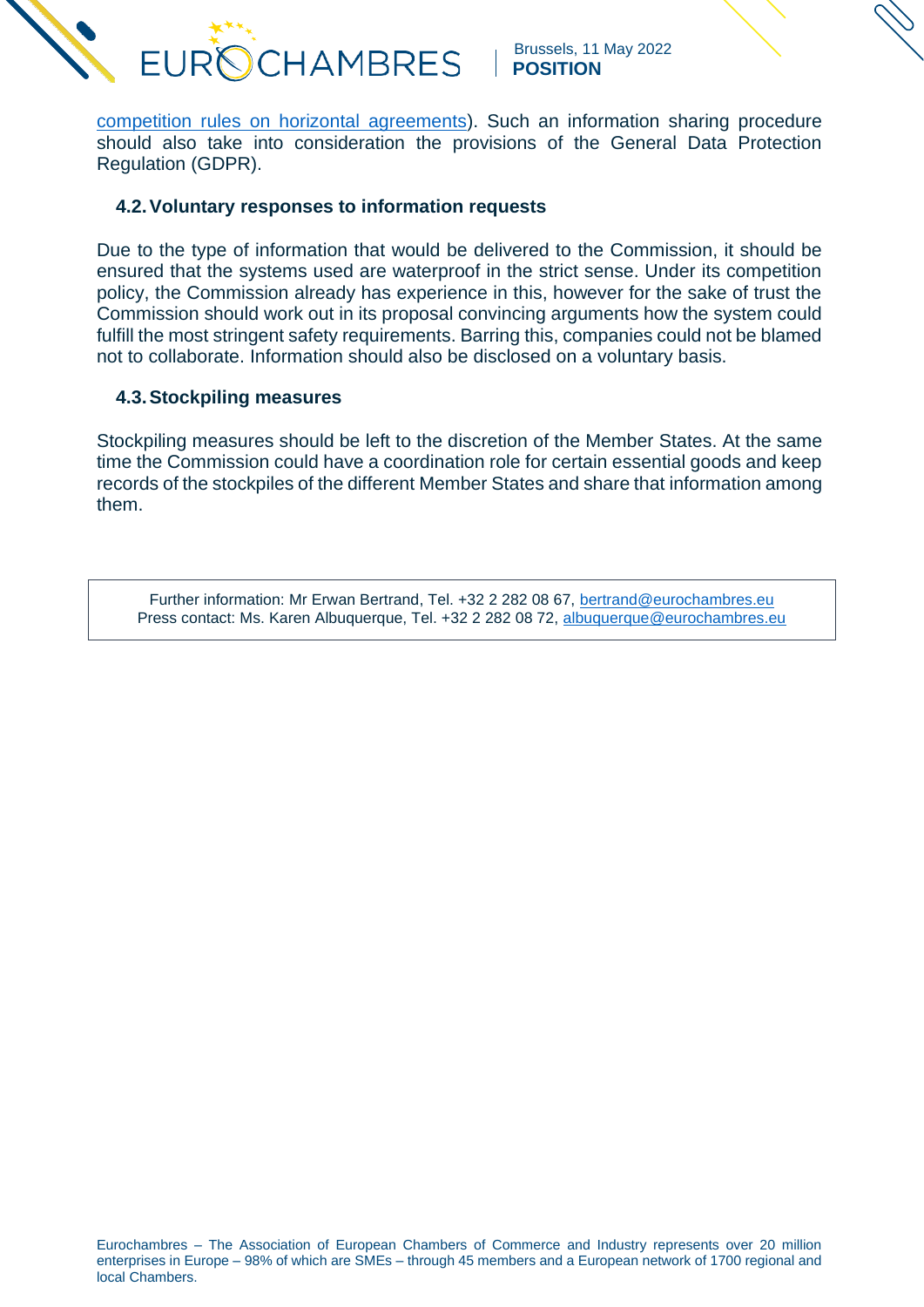competition rules on horizontal agreements). Such an information sharing procedure should also take into consideration the provisions of the General Data Protection Regulation (GDPR).

### 4.2. Voluntary responses to information requests

Due to the type of information that would be delivered to the Commission, it should be ensured that the systems used are waterproof in the strict sense. Under its competition policy, the Commission already has experience in this, however for the sake of trust the Commission should work out in its proposal convincing arguments how the system could fulfill the most stringent safety requirements. Barring this, companies could not be blamed not to collaborate. Information should also be disclosed on a voluntary basis.

### 4.3. Stockpiling measures

Stockpiling measures should be left to the discretion of the Member States. At the same time the Commission could have a coordination role for certain essential goods and keep records of the stockpiles of the different Member States and share that information among them.

Further information: Mr Erwan Bertrand, Tel. +32 2 282 08 67, bertrand@eurochambres.eu
Press contact: Ms. Karen Albuquerque, Tel. +32 2 282 08 72, albuquerque@eurochambres.eu

Eurochambres – The Association of European Chambers of Commerce and Industry represents over 20 million enterprises in Europe – 98% of which are SMEs – through 45 members and a European network of 1700 regional and local Chambers.